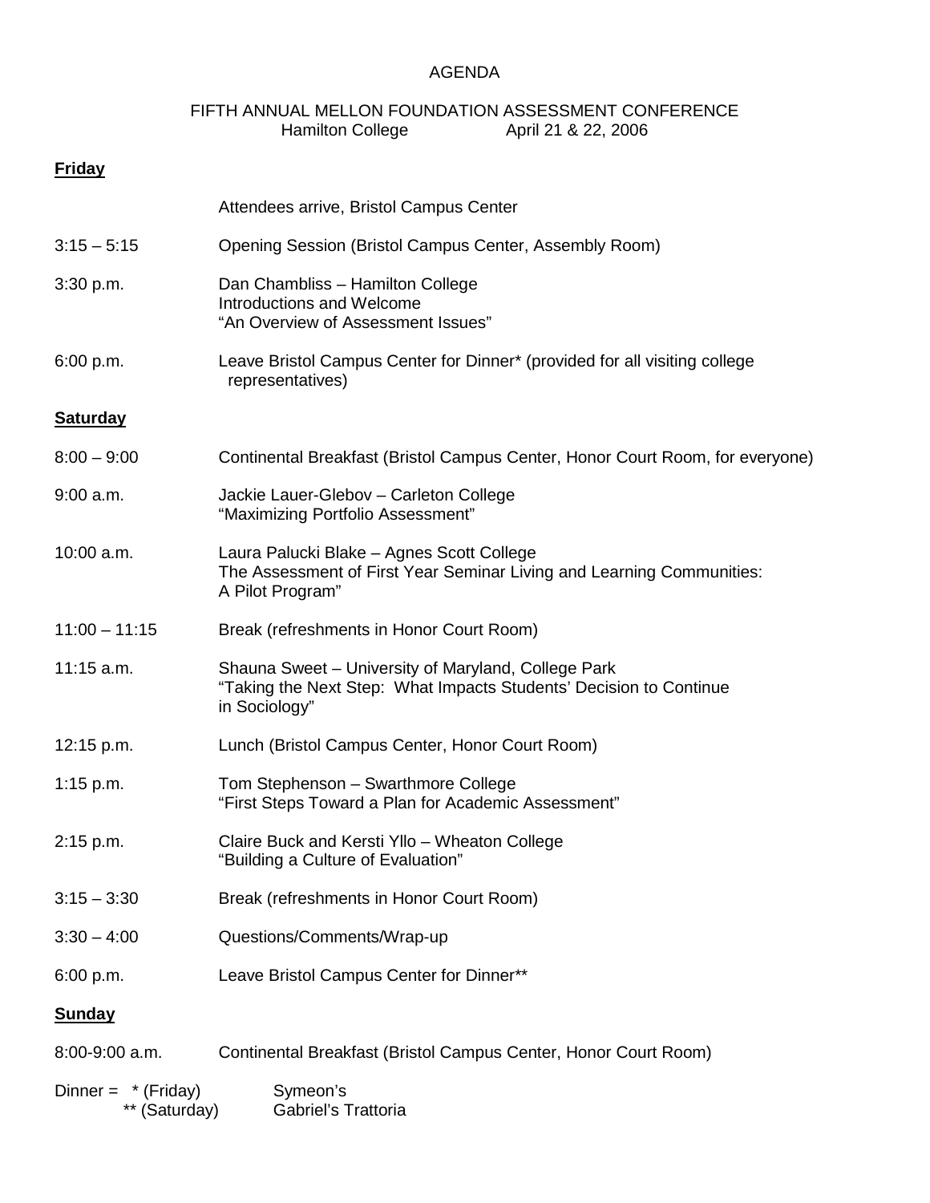# AGENDA

## FIFTH ANNUAL MELLON FOUNDATION ASSESSMENT CONFERENCE

Hamilton College April 21 & 22, 2006

### Friday

| | |
|---|---|
| | Attendees arrive, Bristol Campus Center |
| 3:15 – 5:15 | Opening Session (Bristol Campus Center, Assembly Room) |
| 3:30 p.m. | Dan Chambliss – Hamilton College<br>Introductions and Welcome<br>"An Overview of Assessment Issues" |
| 6:00 p.m. | Leave Bristol Campus Center for Dinner* (provided for all visiting college representatives) |

### Saturday

| | |
|---|---|
| 8:00 – 9:00 | Continental Breakfast (Bristol Campus Center, Honor Court Room, for everyone) |
| 9:00 a.m. | Jackie Lauer-Glebov – Carleton College<br>"Maximizing Portfolio Assessment" |
| 10:00 a.m. | Laura Palucki Blake – Agnes Scott College<br>The Assessment of First Year Seminar Living and Learning Communities: A Pilot Program" |
| 11:00 – 11:15 | Break (refreshments in Honor Court Room) |
| 11:15 a.m. | Shauna Sweet – University of Maryland, College Park<br>"Taking the Next Step: What Impacts Students' Decision to Continue in Sociology" |
| 12:15 p.m. | Lunch (Bristol Campus Center, Honor Court Room) |
| 1:15 p.m. | Tom Stephenson – Swarthmore College<br>"First Steps Toward a Plan for Academic Assessment" |
| 2:15 p.m. | Claire Buck and Kersti Yllo – Wheaton College<br>"Building a Culture of Evaluation" |
| 3:15 – 3:30 | Break (refreshments in Honor Court Room) |
| 3:30 – 4:00 | Questions/Comments/Wrap-up |
| 6:00 p.m. | Leave Bristol Campus Center for Dinner** |

### Sunday

| | |
|---|---|
| 8:00-9:00 a.m. | Continental Breakfast (Bristol Campus Center, Honor Court Room) |

Dinner = * (Friday) Symeon's
** (Saturday) Gabriel's Trattoria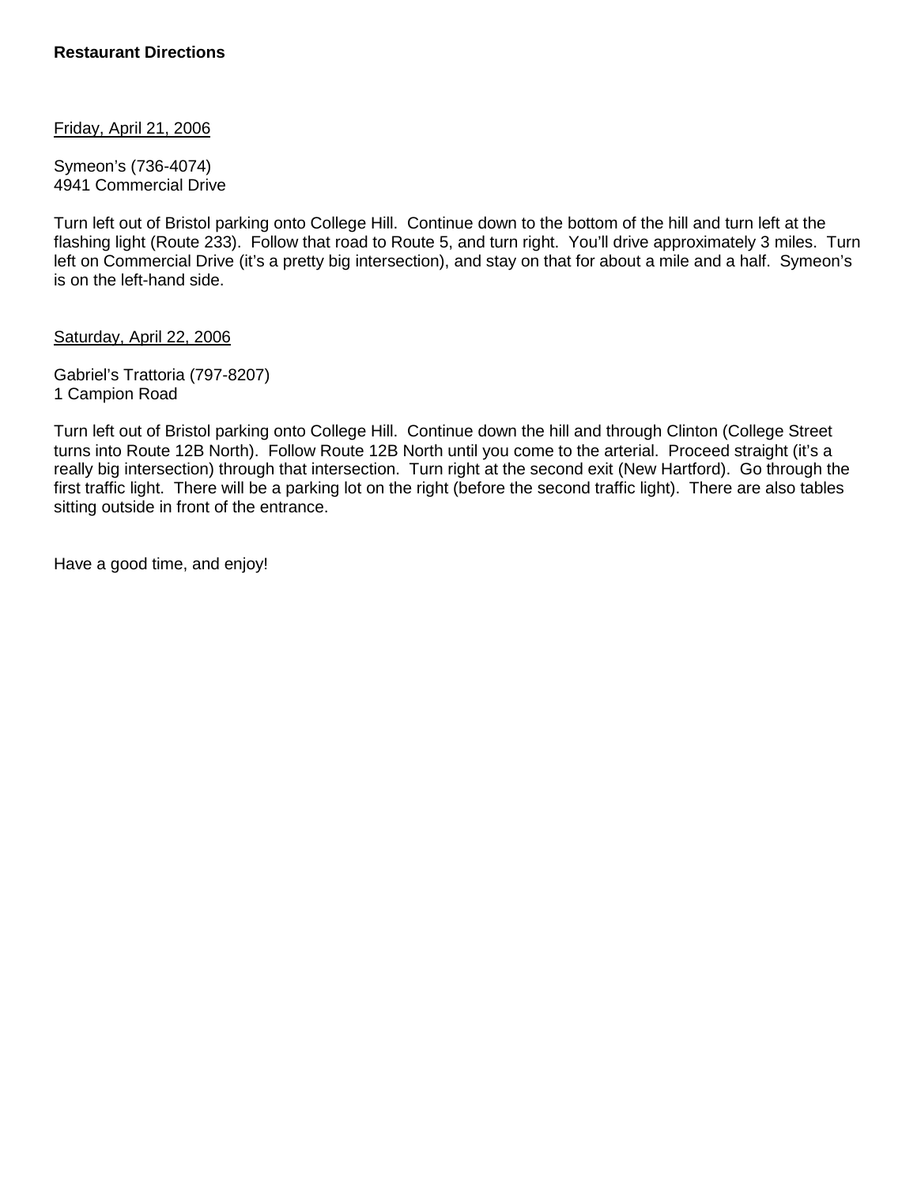**Restaurant Directions**

<u>Friday, April 21, 2006</u>

Symeon's (736-4074)
4941 Commercial Drive

Turn left out of Bristol parking onto College Hill. Continue down to the bottom of the hill and turn left at the flashing light (Route 233). Follow that road to Route 5, and turn right. You'll drive approximately 3 miles. Turn left on Commercial Drive (it's a pretty big intersection), and stay on that for about a mile and a half. Symeon's is on the left-hand side.

<u>Saturday, April 22, 2006</u>

Gabriel's Trattoria (797-8207)
1 Campion Road

Turn left out of Bristol parking onto College Hill. Continue down the hill and through Clinton (College Street turns into Route 12B North). Follow Route 12B North until you come to the arterial. Proceed straight (it's a really big intersection) through that intersection. Turn right at the second exit (New Hartford). Go through the first traffic light. There will be a parking lot on the right (before the second traffic light). There are also tables sitting outside in front of the entrance.

Have a good time, and enjoy!